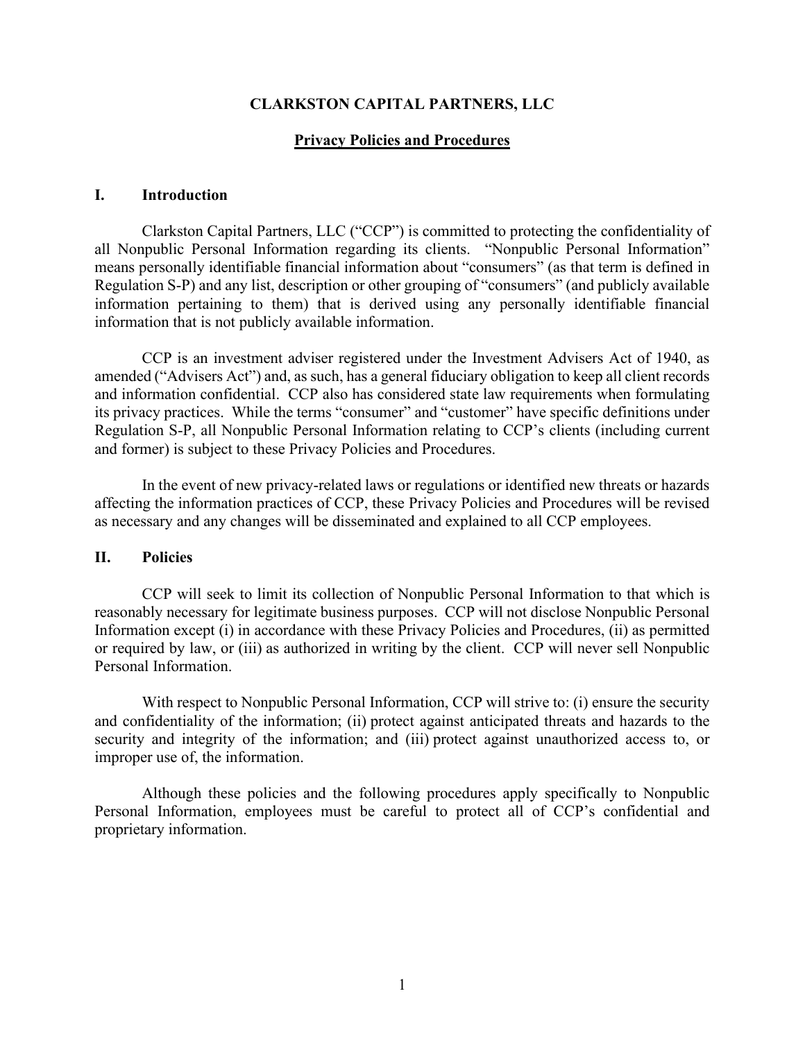# CLARKSTON CAPITAL PARTNERS, LLC

## Privacy Policies and Procedures

### I. Introduction

Clarkston Capital Partners, LLC ("CCP") is committed to protecting the confidentiality of all Nonpublic Personal Information regarding its clients. "Nonpublic Personal Information" means personally identifiable financial information about "consumers" (as that term is defined in Regulation S-P) and any list, description or other grouping of "consumers" (and publicly available information pertaining to them) that is derived using any personally identifiable financial information that is not publicly available information.

CCP is an investment adviser registered under the Investment Advisers Act of 1940, as amended ("Advisers Act") and, as such, has a general fiduciary obligation to keep all client records and information confidential. CCP also has considered state law requirements when formulating its privacy practices. While the terms "consumer" and "customer" have specific definitions under Regulation S-P, all Nonpublic Personal Information relating to CCP's clients (including current and former) is subject to these Privacy Policies and Procedures.

In the event of new privacy-related laws or regulations or identified new threats or hazards affecting the information practices of CCP, these Privacy Policies and Procedures will be revised as necessary and any changes will be disseminated and explained to all CCP employees.

### II. Policies

CCP will seek to limit its collection of Nonpublic Personal Information to that which is reasonably necessary for legitimate business purposes. CCP will not disclose Nonpublic Personal Information except (i) in accordance with these Privacy Policies and Procedures, (ii) as permitted or required by law, or (iii) as authorized in writing by the client. CCP will never sell Nonpublic Personal Information.

With respect to Nonpublic Personal Information, CCP will strive to: (i) ensure the security and confidentiality of the information; (ii) protect against anticipated threats and hazards to the security and integrity of the information; and (iii) protect against unauthorized access to, or improper use of, the information.

Although these policies and the following procedures apply specifically to Nonpublic Personal Information, employees must be careful to protect all of CCP's confidential and proprietary information.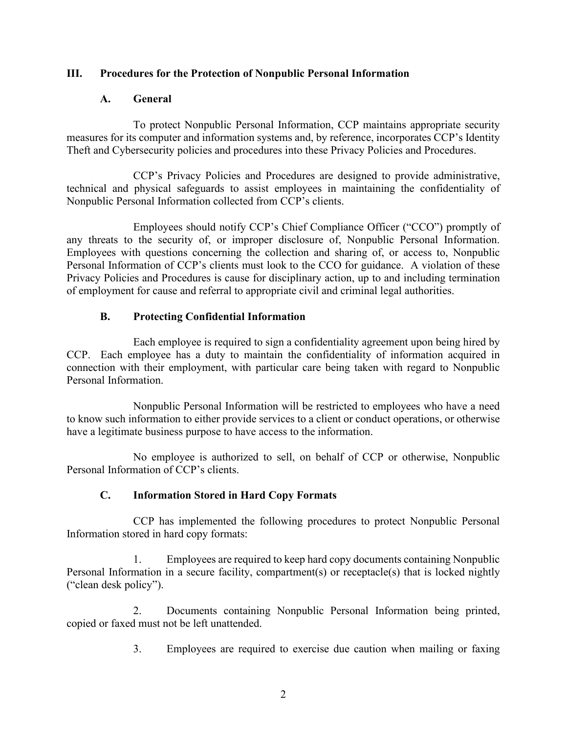## III. Procedures for the Protection of Nonpublic Personal Information

### A. General

To protect Nonpublic Personal Information, CCP maintains appropriate security measures for its computer and information systems and, by reference, incorporates CCP's Identity Theft and Cybersecurity policies and procedures into these Privacy Policies and Procedures.

CCP's Privacy Policies and Procedures are designed to provide administrative, technical and physical safeguards to assist employees in maintaining the confidentiality of Nonpublic Personal Information collected from CCP's clients.

Employees should notify CCP's Chief Compliance Officer ("CCO") promptly of any threats to the security of, or improper disclosure of, Nonpublic Personal Information. Employees with questions concerning the collection and sharing of, or access to, Nonpublic Personal Information of CCP's clients must look to the CCO for guidance. A violation of these Privacy Policies and Procedures is cause for disciplinary action, up to and including termination of employment for cause and referral to appropriate civil and criminal legal authorities.

### B. Protecting Confidential Information

Each employee is required to sign a confidentiality agreement upon being hired by CCP. Each employee has a duty to maintain the confidentiality of information acquired in connection with their employment, with particular care being taken with regard to Nonpublic Personal Information.

Nonpublic Personal Information will be restricted to employees who have a need to know such information to either provide services to a client or conduct operations, or otherwise have a legitimate business purpose to have access to the information.

No employee is authorized to sell, on behalf of CCP or otherwise, Nonpublic Personal Information of CCP's clients.

### C. Information Stored in Hard Copy Formats

CCP has implemented the following procedures to protect Nonpublic Personal Information stored in hard copy formats:

1. Employees are required to keep hard copy documents containing Nonpublic Personal Information in a secure facility, compartment(s) or receptacle(s) that is locked nightly ("clean desk policy").

2. Documents containing Nonpublic Personal Information being printed, copied or faxed must not be left unattended.

3. Employees are required to exercise due caution when mailing or faxing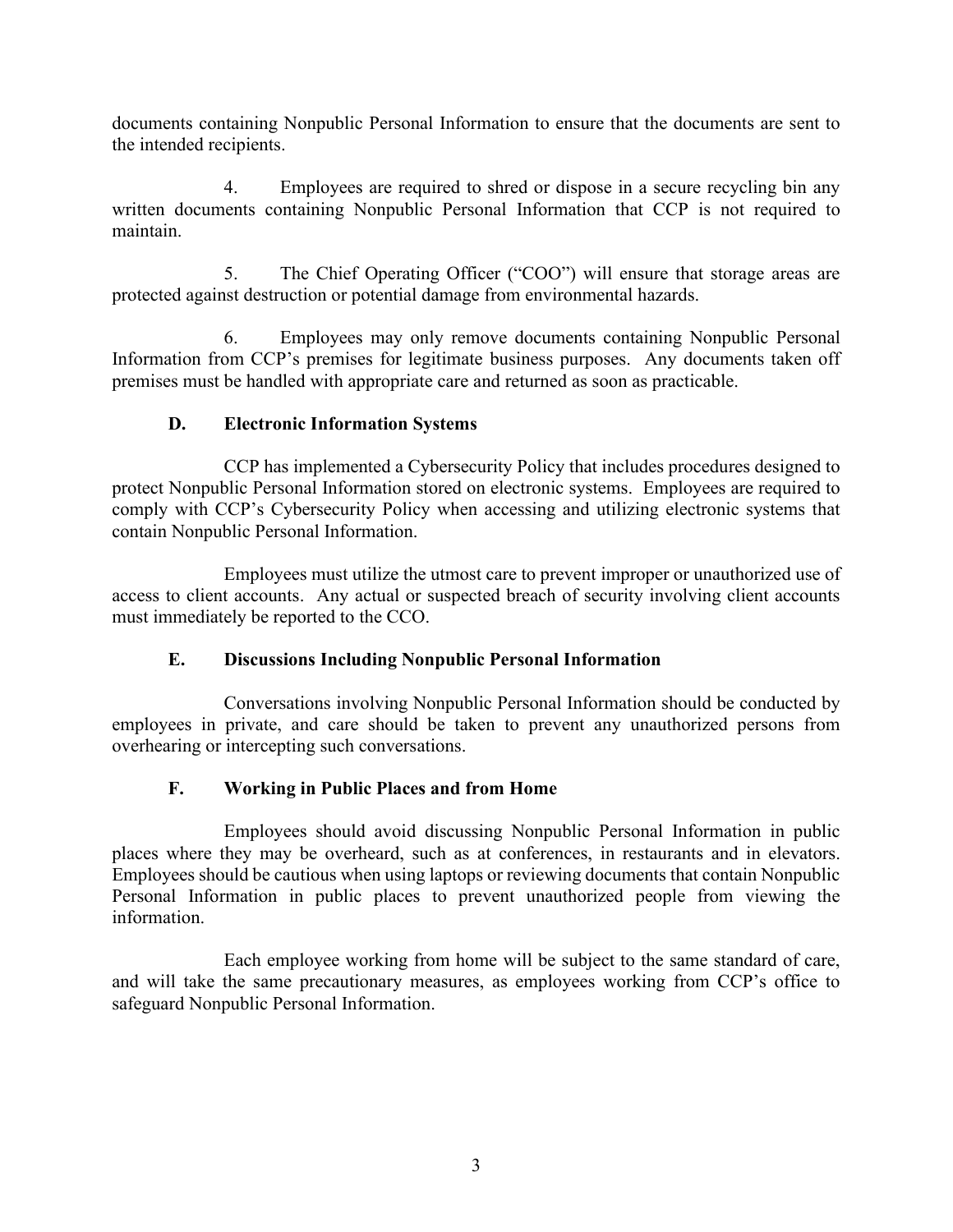documents containing Nonpublic Personal Information to ensure that the documents are sent to the intended recipients.

4. Employees are required to shred or dispose in a secure recycling bin any written documents containing Nonpublic Personal Information that CCP is not required to maintain.

5. The Chief Operating Officer ("COO") will ensure that storage areas are protected against destruction or potential damage from environmental hazards.

6. Employees may only remove documents containing Nonpublic Personal Information from CCP's premises for legitimate business purposes. Any documents taken off premises must be handled with appropriate care and returned as soon as practicable.

### D. Electronic Information Systems

CCP has implemented a Cybersecurity Policy that includes procedures designed to protect Nonpublic Personal Information stored on electronic systems. Employees are required to comply with CCP's Cybersecurity Policy when accessing and utilizing electronic systems that contain Nonpublic Personal Information.

Employees must utilize the utmost care to prevent improper or unauthorized use of access to client accounts. Any actual or suspected breach of security involving client accounts must immediately be reported to the CCO.

### E. Discussions Including Nonpublic Personal Information

Conversations involving Nonpublic Personal Information should be conducted by employees in private, and care should be taken to prevent any unauthorized persons from overhearing or intercepting such conversations.

### F. Working in Public Places and from Home

Employees should avoid discussing Nonpublic Personal Information in public places where they may be overheard, such as at conferences, in restaurants and in elevators. Employees should be cautious when using laptops or reviewing documents that contain Nonpublic Personal Information in public places to prevent unauthorized people from viewing the information.

Each employee working from home will be subject to the same standard of care, and will take the same precautionary measures, as employees working from CCP's office to safeguard Nonpublic Personal Information.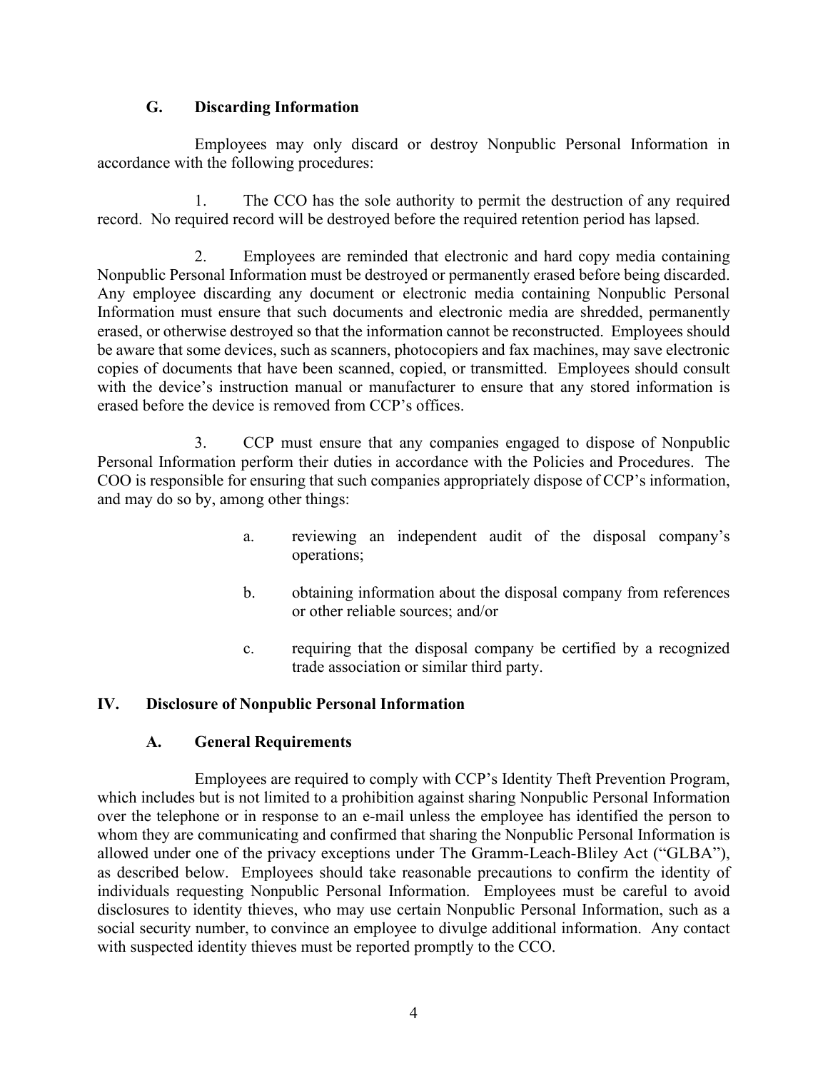### G. Discarding Information

Employees may only discard or destroy Nonpublic Personal Information in accordance with the following procedures:

1. The CCO has the sole authority to permit the destruction of any required record. No required record will be destroyed before the required retention period has lapsed.

2. Employees are reminded that electronic and hard copy media containing Nonpublic Personal Information must be destroyed or permanently erased before being discarded. Any employee discarding any document or electronic media containing Nonpublic Personal Information must ensure that such documents and electronic media are shredded, permanently erased, or otherwise destroyed so that the information cannot be reconstructed. Employees should be aware that some devices, such as scanners, photocopiers and fax machines, may save electronic copies of documents that have been scanned, copied, or transmitted. Employees should consult with the device's instruction manual or manufacturer to ensure that any stored information is erased before the device is removed from CCP's offices.

3. CCP must ensure that any companies engaged to dispose of Nonpublic Personal Information perform their duties in accordance with the Policies and Procedures. The COO is responsible for ensuring that such companies appropriately dispose of CCP's information, and may do so by, among other things:

   a. reviewing an independent audit of the disposal company's operations;

   b. obtaining information about the disposal company from references or other reliable sources; and/or

   c. requiring that the disposal company be certified by a recognized trade association or similar third party.

## IV. Disclosure of Nonpublic Personal Information

### A. General Requirements

Employees are required to comply with CCP's Identity Theft Prevention Program, which includes but is not limited to a prohibition against sharing Nonpublic Personal Information over the telephone or in response to an e-mail unless the employee has identified the person to whom they are communicating and confirmed that sharing the Nonpublic Personal Information is allowed under one of the privacy exceptions under The Gramm-Leach-Bliley Act ("GLBA"), as described below. Employees should take reasonable precautions to confirm the identity of individuals requesting Nonpublic Personal Information. Employees must be careful to avoid disclosures to identity thieves, who may use certain Nonpublic Personal Information, such as a social security number, to convince an employee to divulge additional information. Any contact with suspected identity thieves must be reported promptly to the CCO.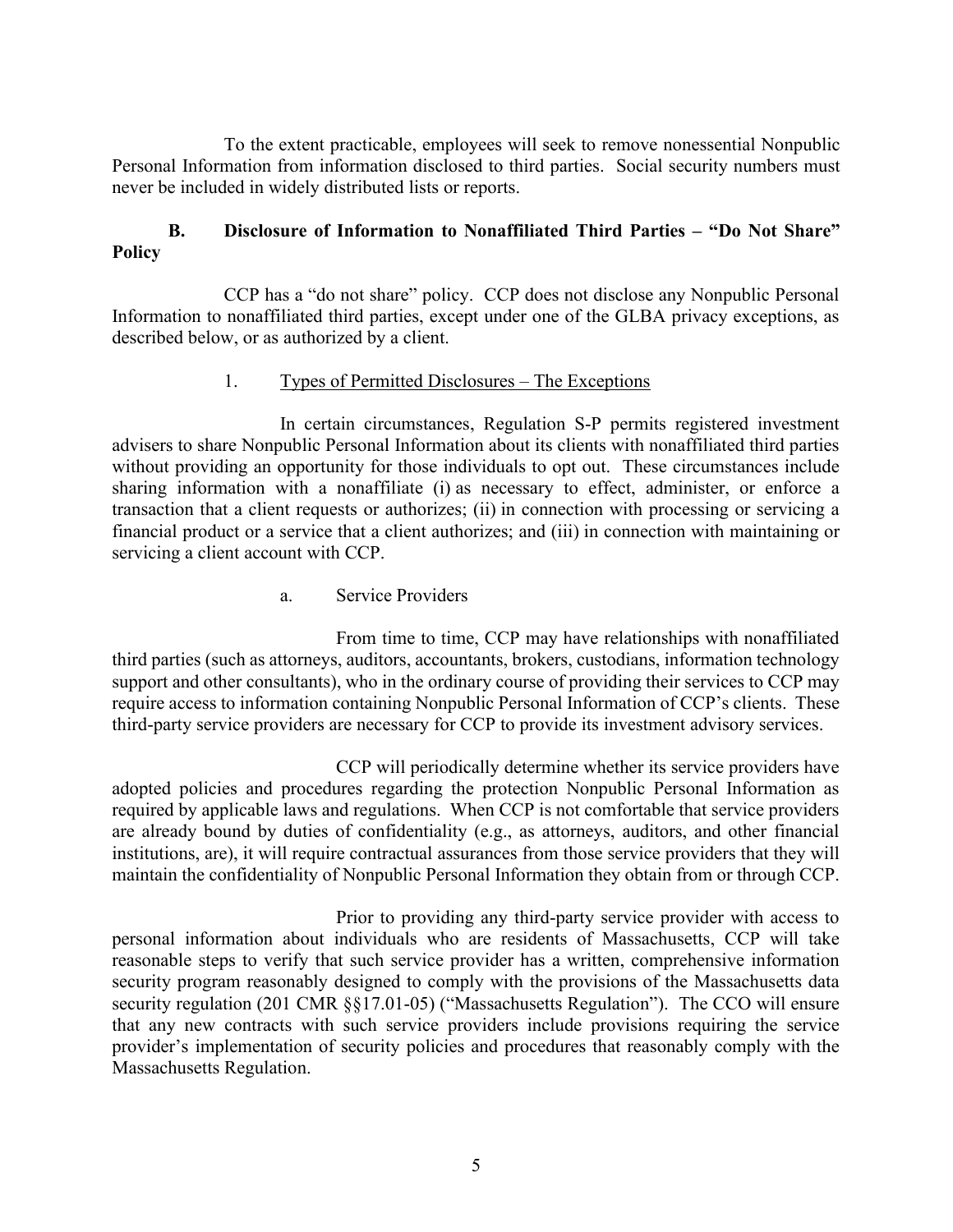To the extent practicable, employees will seek to remove nonessential Nonpublic Personal Information from information disclosed to third parties. Social security numbers must never be included in widely distributed lists or reports.

### B. Disclosure of Information to Nonaffiliated Third Parties – "Do Not Share" Policy

CCP has a "do not share" policy. CCP does not disclose any Nonpublic Personal Information to nonaffiliated third parties, except under one of the GLBA privacy exceptions, as described below, or as authorized by a client.

#### 1. Types of Permitted Disclosures – The Exceptions

In certain circumstances, Regulation S-P permits registered investment advisers to share Nonpublic Personal Information about its clients with nonaffiliated third parties without providing an opportunity for those individuals to opt out. These circumstances include sharing information with a nonaffiliate (i) as necessary to effect, administer, or enforce a transaction that a client requests or authorizes; (ii) in connection with processing or servicing a financial product or a service that a client authorizes; and (iii) in connection with maintaining or servicing a client account with CCP.

##### a. Service Providers

From time to time, CCP may have relationships with nonaffiliated third parties (such as attorneys, auditors, accountants, brokers, custodians, information technology support and other consultants), who in the ordinary course of providing their services to CCP may require access to information containing Nonpublic Personal Information of CCP's clients. These third-party service providers are necessary for CCP to provide its investment advisory services.

CCP will periodically determine whether its service providers have adopted policies and procedures regarding the protection Nonpublic Personal Information as required by applicable laws and regulations. When CCP is not comfortable that service providers are already bound by duties of confidentiality (e.g., as attorneys, auditors, and other financial institutions, are), it will require contractual assurances from those service providers that they will maintain the confidentiality of Nonpublic Personal Information they obtain from or through CCP.

Prior to providing any third-party service provider with access to personal information about individuals who are residents of Massachusetts, CCP will take reasonable steps to verify that such service provider has a written, comprehensive information security program reasonably designed to comply with the provisions of the Massachusetts data security regulation (201 CMR §§17.01-05) ("Massachusetts Regulation"). The CCO will ensure that any new contracts with such service providers include provisions requiring the service provider's implementation of security policies and procedures that reasonably comply with the Massachusetts Regulation.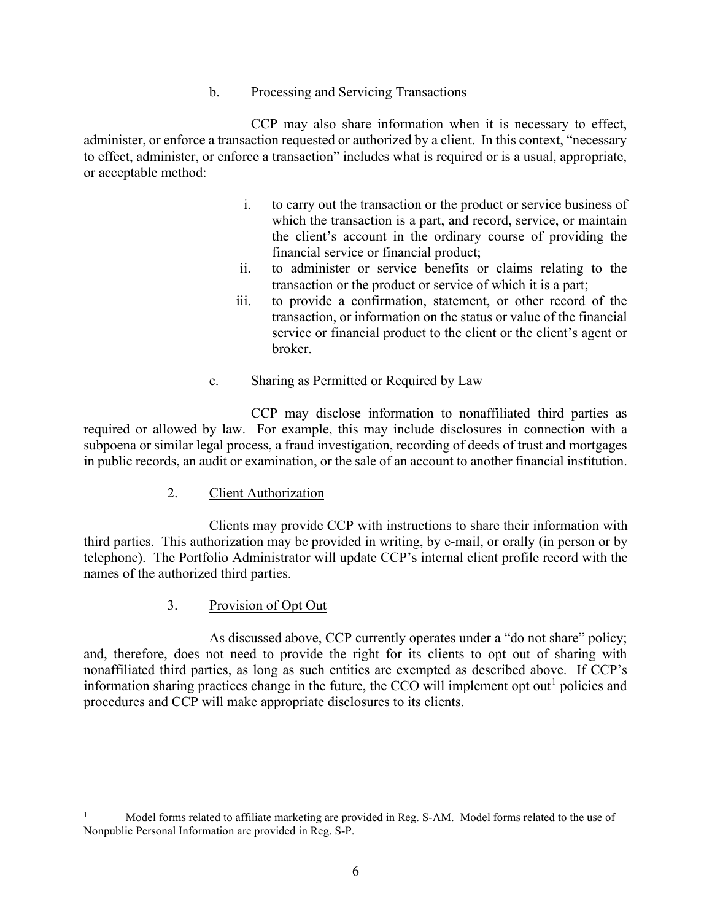b. Processing and Servicing Transactions

CCP may also share information when it is necessary to effect, administer, or enforce a transaction requested or authorized by a client. In this context, "necessary to effect, administer, or enforce a transaction" includes what is required or is a usual, appropriate, or acceptable method:

i. to carry out the transaction or the product or service business of which the transaction is a part, and record, service, or maintain the client's account in the ordinary course of providing the financial service or financial product;
ii. to administer or service benefits or claims relating to the transaction or the product or service of which it is a part;
iii. to provide a confirmation, statement, or other record of the transaction, or information on the status or value of the financial service or financial product to the client or the client's agent or broker.

c. Sharing as Permitted or Required by Law

CCP may disclose information to nonaffiliated third parties as required or allowed by law. For example, this may include disclosures in connection with a subpoena or similar legal process, a fraud investigation, recording of deeds of trust and mortgages in public records, an audit or examination, or the sale of an account to another financial institution.

2. Client Authorization

Clients may provide CCP with instructions to share their information with third parties. This authorization may be provided in writing, by e-mail, or orally (in person or by telephone). The Portfolio Administrator will update CCP's internal client profile record with the names of the authorized third parties.

3. Provision of Opt Out

As discussed above, CCP currently operates under a "do not share" policy; and, therefore, does not need to provide the right for its clients to opt out of sharing with nonaffiliated third parties, as long as such entities are exempted as described above. If CCP's information sharing practices change in the future, the CCO will implement opt out[1] policies and procedures and CCP will make appropriate disclosures to its clients.

---

[1] Model forms related to affiliate marketing are provided in Reg. S-AM. Model forms related to the use of Nonpublic Personal Information are provided in Reg. S-P.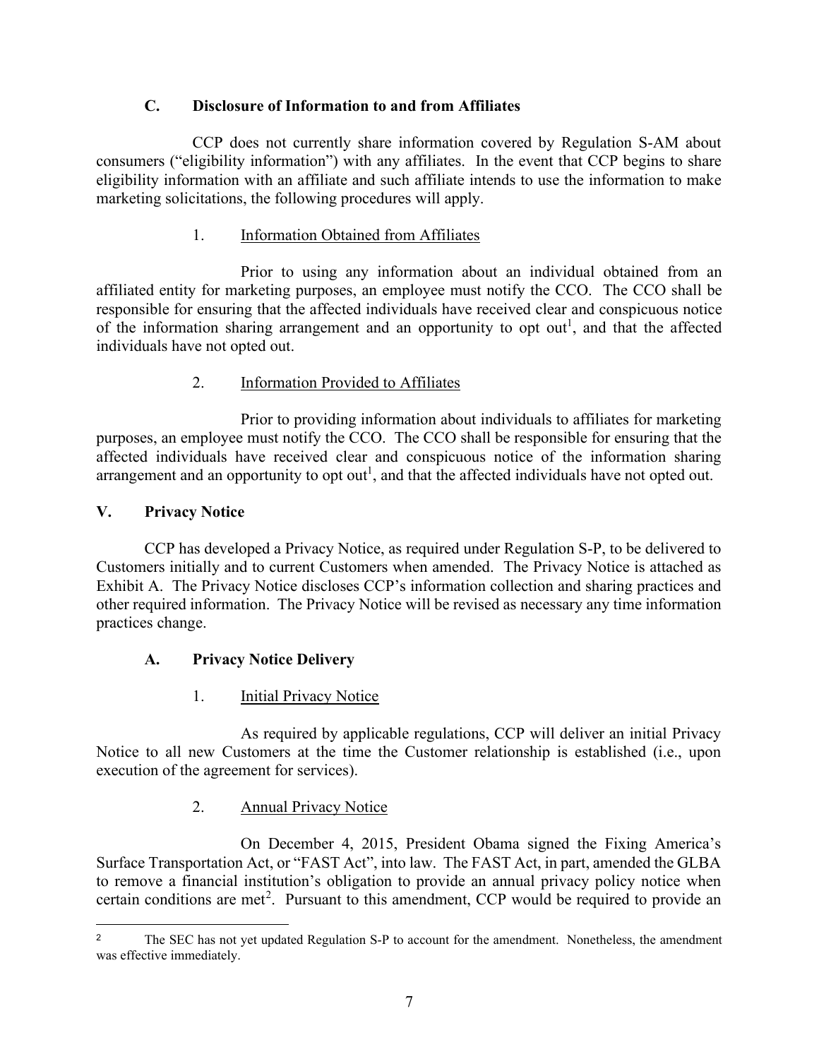### C. Disclosure of Information to and from Affiliates

CCP does not currently share information covered by Regulation S-AM about consumers ("eligibility information") with any affiliates. In the event that CCP begins to share eligibility information with an affiliate and such affiliate intends to use the information to make marketing solicitations, the following procedures will apply.

1. Information Obtained from Affiliates

Prior to using any information about an individual obtained from an affiliated entity for marketing purposes, an employee must notify the CCO. The CCO shall be responsible for ensuring that the affected individuals have received clear and conspicuous notice of the information sharing arrangement and an opportunity to opt out[1], and that the affected individuals have not opted out.

2. Information Provided to Affiliates

Prior to providing information about individuals to affiliates for marketing purposes, an employee must notify the CCO. The CCO shall be responsible for ensuring that the affected individuals have received clear and conspicuous notice of the information sharing arrangement and an opportunity to opt out[1], and that the affected individuals have not opted out.

## V. Privacy Notice

CCP has developed a Privacy Notice, as required under Regulation S-P, to be delivered to Customers initially and to current Customers when amended. The Privacy Notice is attached as Exhibit A. The Privacy Notice discloses CCP's information collection and sharing practices and other required information. The Privacy Notice will be revised as necessary any time information practices change.

### A. Privacy Notice Delivery

1. Initial Privacy Notice

As required by applicable regulations, CCP will deliver an initial Privacy Notice to all new Customers at the time the Customer relationship is established (i.e., upon execution of the agreement for services).

2. Annual Privacy Notice

On December 4, 2015, President Obama signed the Fixing America's Surface Transportation Act, or "FAST Act", into law. The FAST Act, in part, amended the GLBA to remove a financial institution's obligation to provide an annual privacy policy notice when certain conditions are met[2]. Pursuant to this amendment, CCP would be required to provide an

---

[2] The SEC has not yet updated Regulation S-P to account for the amendment. Nonetheless, the amendment was effective immediately.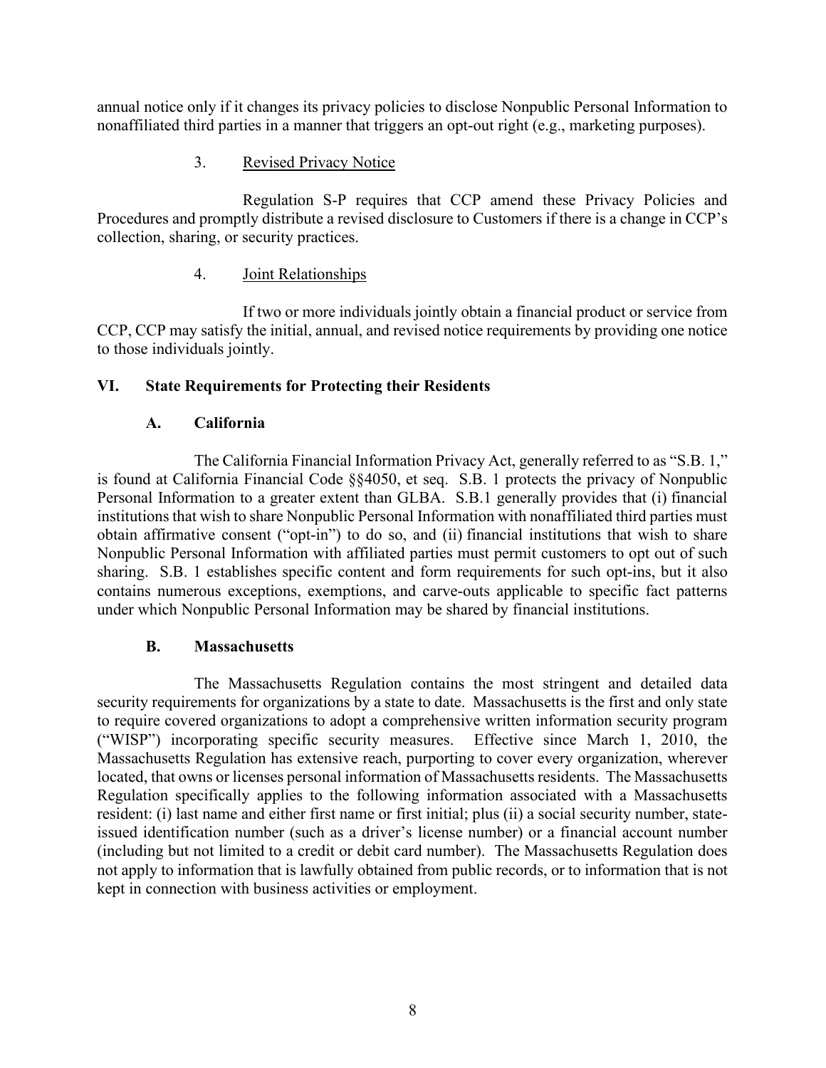annual notice only if it changes its privacy policies to disclose Nonpublic Personal Information to nonaffiliated third parties in a manner that triggers an opt-out right (e.g., marketing purposes).

3. Revised Privacy Notice

Regulation S-P requires that CCP amend these Privacy Policies and Procedures and promptly distribute a revised disclosure to Customers if there is a change in CCP's collection, sharing, or security practices.

4. Joint Relationships

If two or more individuals jointly obtain a financial product or service from CCP, CCP may satisfy the initial, annual, and revised notice requirements by providing one notice to those individuals jointly.

## VI. State Requirements for Protecting their Residents

### A. California

The California Financial Information Privacy Act, generally referred to as "S.B. 1," is found at California Financial Code §§4050, et seq. S.B. 1 protects the privacy of Nonpublic Personal Information to a greater extent than GLBA. S.B.1 generally provides that (i) financial institutions that wish to share Nonpublic Personal Information with nonaffiliated third parties must obtain affirmative consent ("opt-in") to do so, and (ii) financial institutions that wish to share Nonpublic Personal Information with affiliated parties must permit customers to opt out of such sharing. S.B. 1 establishes specific content and form requirements for such opt-ins, but it also contains numerous exceptions, exemptions, and carve-outs applicable to specific fact patterns under which Nonpublic Personal Information may be shared by financial institutions.

### B. Massachusetts

The Massachusetts Regulation contains the most stringent and detailed data security requirements for organizations by a state to date. Massachusetts is the first and only state to require covered organizations to adopt a comprehensive written information security program ("WISP") incorporating specific security measures. Effective since March 1, 2010, the Massachusetts Regulation has extensive reach, purporting to cover every organization, wherever located, that owns or licenses personal information of Massachusetts residents. The Massachusetts Regulation specifically applies to the following information associated with a Massachusetts resident: (i) last name and either first name or first initial; plus (ii) a social security number, state-issued identification number (such as a driver's license number) or a financial account number (including but not limited to a credit or debit card number). The Massachusetts Regulation does not apply to information that is lawfully obtained from public records, or to information that is not kept in connection with business activities or employment.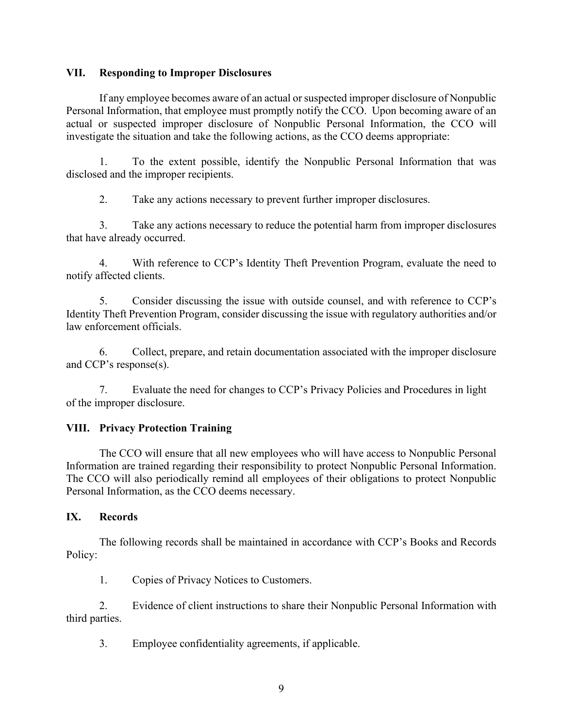## VII. Responding to Improper Disclosures

If any employee becomes aware of an actual or suspected improper disclosure of Nonpublic Personal Information, that employee must promptly notify the CCO. Upon becoming aware of an actual or suspected improper disclosure of Nonpublic Personal Information, the CCO will investigate the situation and take the following actions, as the CCO deems appropriate:

1. To the extent possible, identify the Nonpublic Personal Information that was disclosed and the improper recipients.

2. Take any actions necessary to prevent further improper disclosures.

3. Take any actions necessary to reduce the potential harm from improper disclosures that have already occurred.

4. With reference to CCP's Identity Theft Prevention Program, evaluate the need to notify affected clients.

5. Consider discussing the issue with outside counsel, and with reference to CCP's Identity Theft Prevention Program, consider discussing the issue with regulatory authorities and/or law enforcement officials.

6. Collect, prepare, and retain documentation associated with the improper disclosure and CCP's response(s).

7. Evaluate the need for changes to CCP's Privacy Policies and Procedures in light of the improper disclosure.

## VIII. Privacy Protection Training

The CCO will ensure that all new employees who will have access to Nonpublic Personal Information are trained regarding their responsibility to protect Nonpublic Personal Information. The CCO will also periodically remind all employees of their obligations to protect Nonpublic Personal Information, as the CCO deems necessary.

## IX. Records

The following records shall be maintained in accordance with CCP's Books and Records Policy:

1. Copies of Privacy Notices to Customers.

2. Evidence of client instructions to share their Nonpublic Personal Information with third parties.

3. Employee confidentiality agreements, if applicable.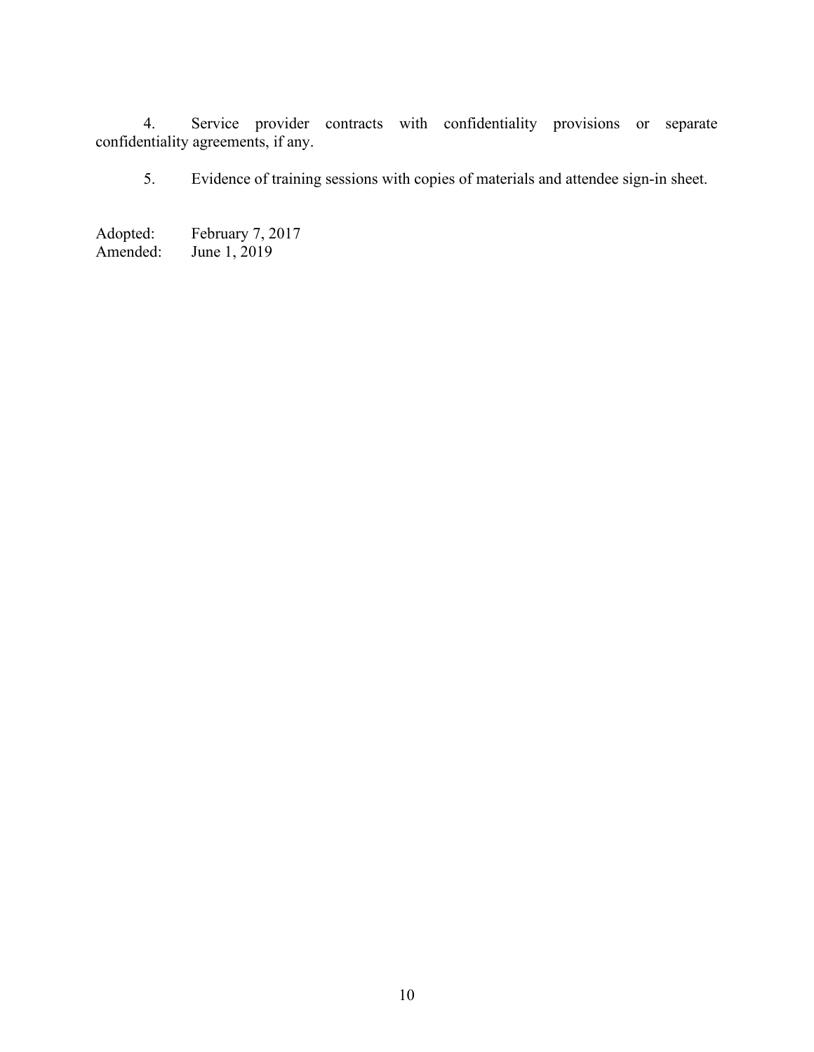4. Service provider contracts with confidentiality provisions or separate confidentiality agreements, if any.

5. Evidence of training sessions with copies of materials and attendee sign-in sheet.

Adopted: February 7, 2017
Amended: June 1, 2019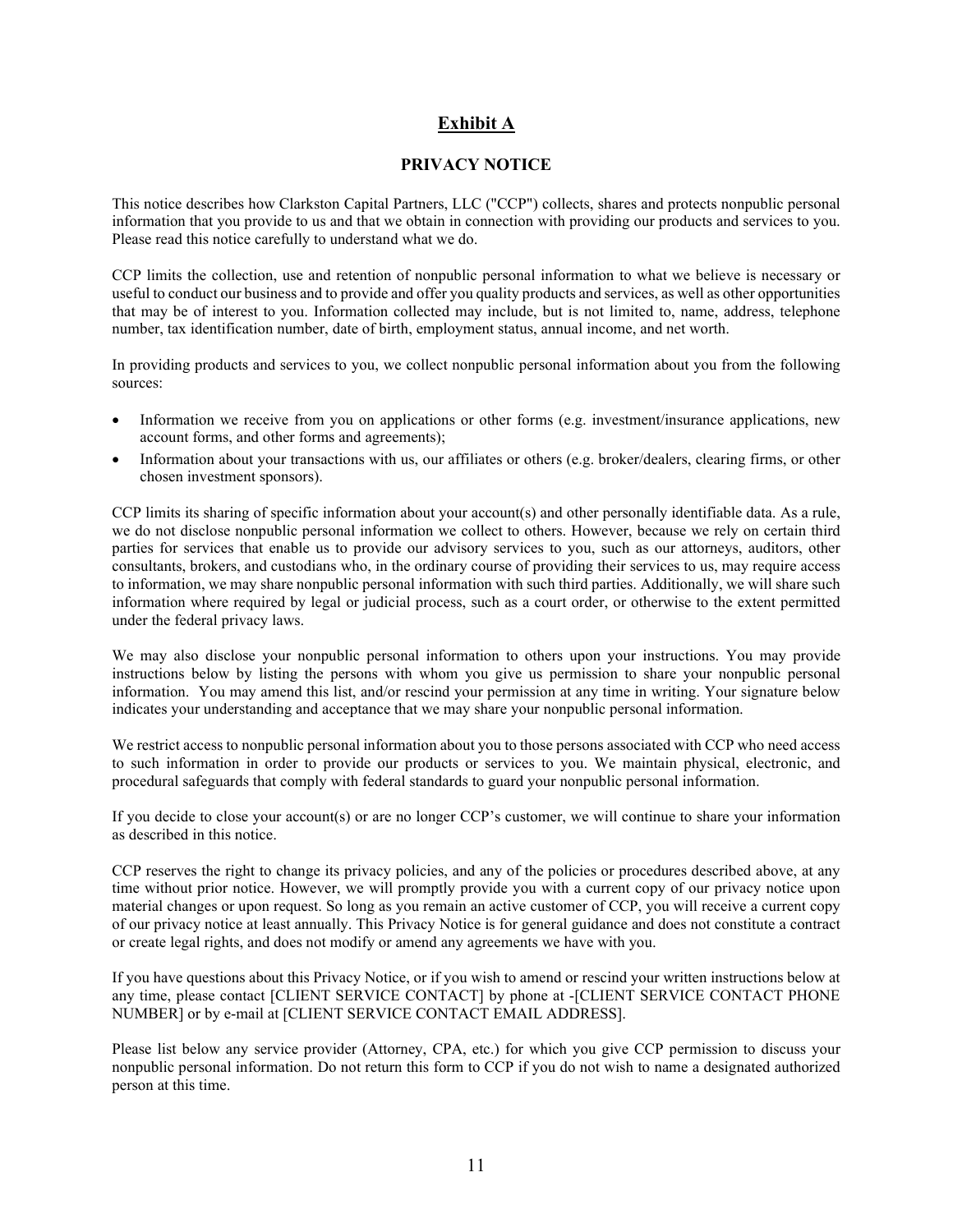# Exhibit A

## PRIVACY NOTICE

This notice describes how Clarkston Capital Partners, LLC ("CCP") collects, shares and protects nonpublic personal information that you provide to us and that we obtain in connection with providing our products and services to you. Please read this notice carefully to understand what we do.

CCP limits the collection, use and retention of nonpublic personal information to what we believe is necessary or useful to conduct our business and to provide and offer you quality products and services, as well as other opportunities that may be of interest to you. Information collected may include, but is not limited to, name, address, telephone number, tax identification number, date of birth, employment status, annual income, and net worth.

In providing products and services to you, we collect nonpublic personal information about you from the following sources:

- Information we receive from you on applications or other forms (e.g. investment/insurance applications, new account forms, and other forms and agreements);
- Information about your transactions with us, our affiliates or others (e.g. broker/dealers, clearing firms, or other chosen investment sponsors).

CCP limits its sharing of specific information about your account(s) and other personally identifiable data. As a rule, we do not disclose nonpublic personal information we collect to others. However, because we rely on certain third parties for services that enable us to provide our advisory services to you, such as our attorneys, auditors, other consultants, brokers, and custodians who, in the ordinary course of providing their services to us, may require access to information, we may share nonpublic personal information with such third parties. Additionally, we will share such information where required by legal or judicial process, such as a court order, or otherwise to the extent permitted under the federal privacy laws.

We may also disclose your nonpublic personal information to others upon your instructions. You may provide instructions below by listing the persons with whom you give us permission to share your nonpublic personal information. You may amend this list, and/or rescind your permission at any time in writing. Your signature below indicates your understanding and acceptance that we may share your nonpublic personal information.

We restrict access to nonpublic personal information about you to those persons associated with CCP who need access to such information in order to provide our products or services to you. We maintain physical, electronic, and procedural safeguards that comply with federal standards to guard your nonpublic personal information.

If you decide to close your account(s) or are no longer CCP's customer, we will continue to share your information as described in this notice.

CCP reserves the right to change its privacy policies, and any of the policies or procedures described above, at any time without prior notice. However, we will promptly provide you with a current copy of our privacy notice upon material changes or upon request. So long as you remain an active customer of CCP, you will receive a current copy of our privacy notice at least annually. This Privacy Notice is for general guidance and does not constitute a contract or create legal rights, and does not modify or amend any agreements we have with you.

If you have questions about this Privacy Notice, or if you wish to amend or rescind your written instructions below at any time, please contact [CLIENT SERVICE CONTACT] by phone at -[CLIENT SERVICE CONTACT PHONE NUMBER] or by e-mail at [CLIENT SERVICE CONTACT EMAIL ADDRESS].

Please list below any service provider (Attorney, CPA, etc.) for which you give CCP permission to discuss your nonpublic personal information. Do not return this form to CCP if you do not wish to name a designated authorized person at this time.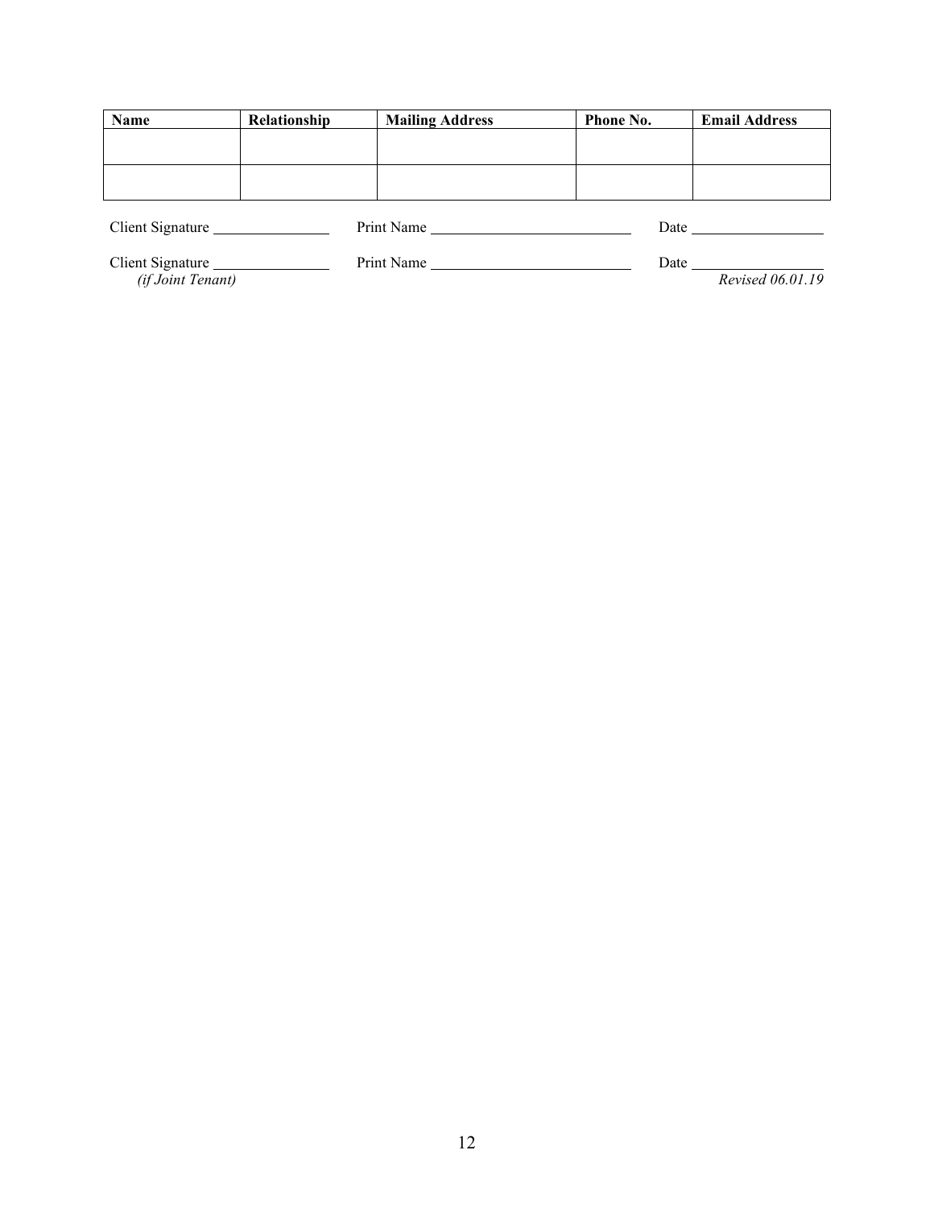| Name | Relationship | Mailing Address | Phone No. | Email Address |
| --- | --- | --- | --- | --- |
| | | | | |
| | | | | |

Client Signature _______________ Print Name _________________________ Date _________________

Client Signature _______________ Print Name _________________________ Date _________________
*(if Joint Tenant)*

*Revised 06.01.19*